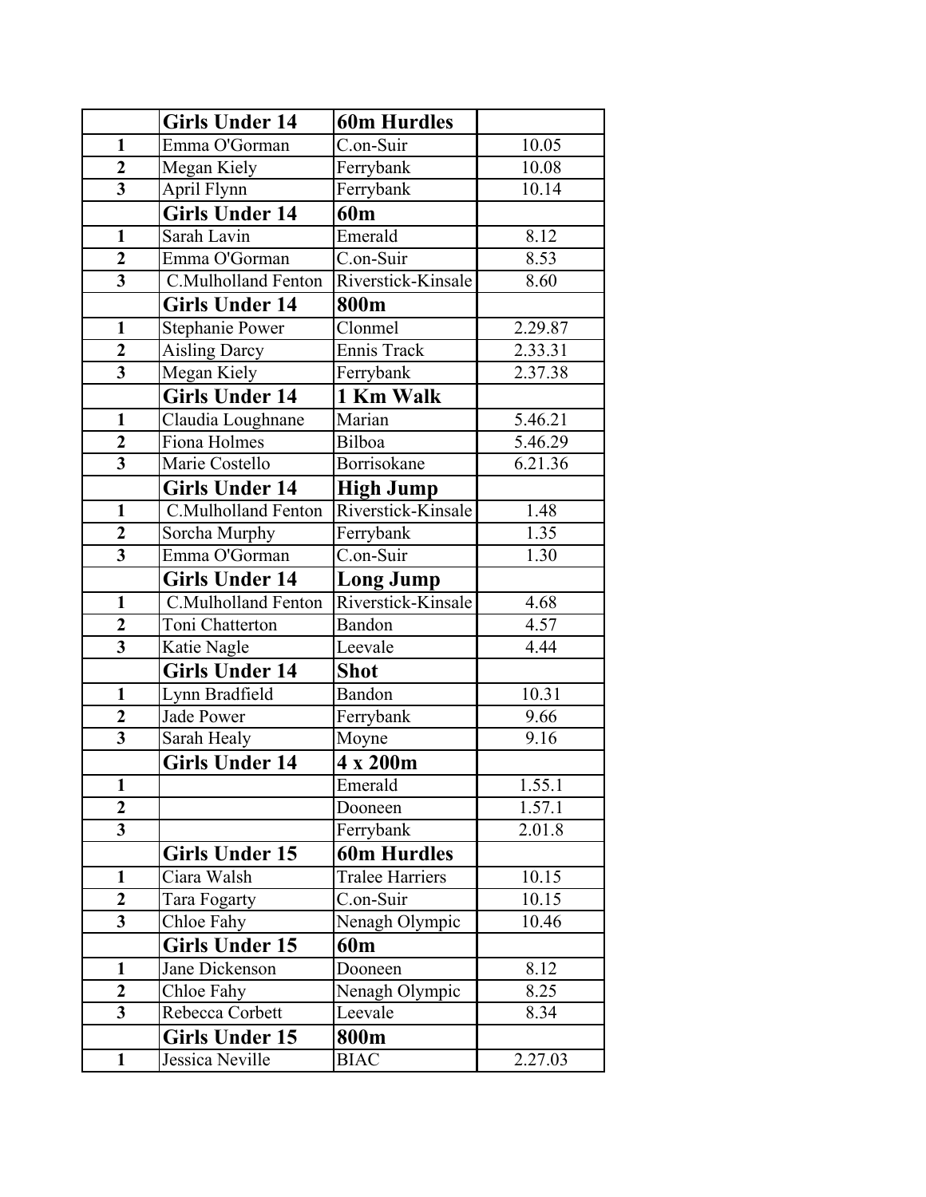| | Girls Under 14 | 60m Hurdles | |
|---|---|---|---|
| 1 | Emma O'Gorman | C.on-Suir | 10.05 |
| 2 | Megan Kiely | Ferrybank | 10.08 |
| 3 | April Flynn | Ferrybank | 10.14 |
| | **Girls Under 14** | **60m** | |
| 1 | Sarah Lavin | Emerald | 8.12 |
| 2 | Emma O'Gorman | C.on-Suir | 8.53 |
| 3 | C.Mulholland Fenton | Riverstick-Kinsale | 8.60 |
| | **Girls Under 14** | **800m** | |
| 1 | Stephanie Power | Clonmel | 2.29.87 |
| 2 | Aisling Darcy | Ennis Track | 2.33.31 |
| 3 | Megan Kiely | Ferrybank | 2.37.38 |
| | **Girls Under 14** | **1 Km Walk** | |
| 1 | Claudia Loughnane | Marian | 5.46.21 |
| 2 | Fiona Holmes | Bilboa | 5.46.29 |
| 3 | Marie Costello | Borrisokane | 6.21.36 |
| | **Girls Under 14** | **High Jump** | |
| 1 | C.Mulholland Fenton | Riverstick-Kinsale | 1.48 |
| 2 | Sorcha Murphy | Ferrybank | 1.35 |
| 3 | Emma O'Gorman | C.on-Suir | 1.30 |
| | **Girls Under 14** | **Long Jump** | |
| 1 | C.Mulholland Fenton | Riverstick-Kinsale | 4.68 |
| 2 | Toni Chatterton | Bandon | 4.57 |
| 3 | Katie Nagle | Leevale | 4.44 |
| | **Girls Under 14** | **Shot** | |
| 1 | Lynn Bradfield | Bandon | 10.31 |
| 2 | Jade Power | Ferrybank | 9.66 |
| 3 | Sarah Healy | Moyne | 9.16 |
| | **Girls Under 14** | **4 x 200m** | |
| 1 | | Emerald | 1.55.1 |
| 2 | | Dooneen | 1.57.1 |
| 3 | | Ferrybank | 2.01.8 |
| | **Girls Under 15** | **60m Hurdles** | |
| 1 | Ciara Walsh | Tralee Harriers | 10.15 |
| 2 | Tara Fogarty | C.on-Suir | 10.15 |
| 3 | Chloe Fahy | Nenagh Olympic | 10.46 |
| | **Girls Under 15** | **60m** | |
| 1 | Jane Dickenson | Dooneen | 8.12 |
| 2 | Chloe Fahy | Nenagh Olympic | 8.25 |
| 3 | Rebecca Corbett | Leevale | 8.34 |
| | **Girls Under 15** | **800m** | |
| 1 | Jessica Neville | BIAC | 2.27.03 |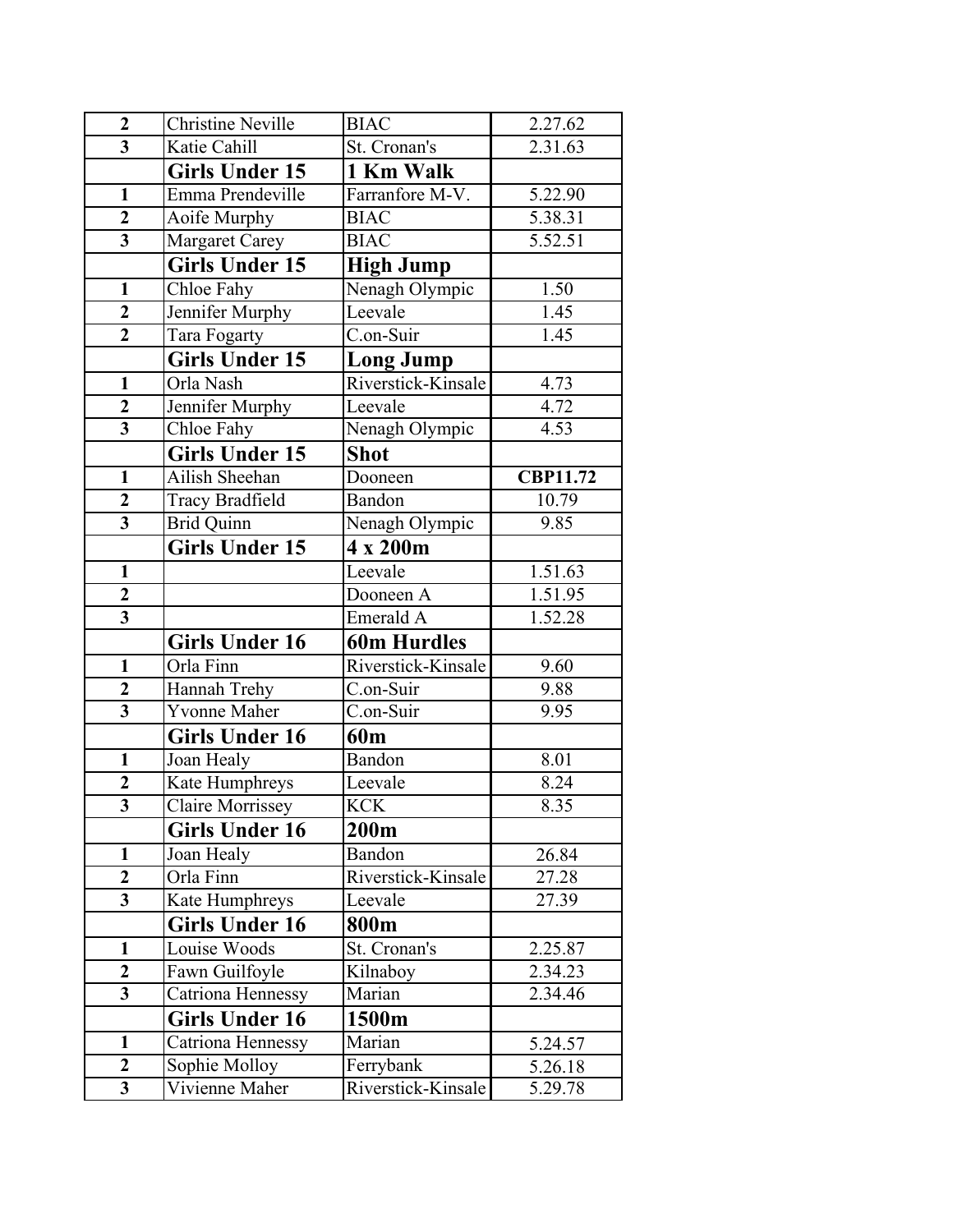| | | | |
|---|---|---|---|
| **2** | Christine Neville | BIAC | 2.27.62 |
| **3** | Katie Cahill | St. Cronan's | 2.31.63 |
| | **Girls Under 15** | **1 Km Walk** | |
| **1** | Emma Prendeville | Farranfore M-V. | 5.22.90 |
| **2** | Aoife Murphy | BIAC | 5.38.31 |
| **3** | Margaret Carey | BIAC | 5.52.51 |
| | **Girls Under 15** | **High Jump** | |
| **1** | Chloe Fahy | Nenagh Olympic | 1.50 |
| **2** | Jennifer Murphy | Leevale | 1.45 |
| **2** | Tara Fogarty | C.on-Suir | 1.45 |
| | **Girls Under 15** | **Long Jump** | |
| **1** | Orla Nash | Riverstick-Kinsale | 4.73 |
| **2** | Jennifer Murphy | Leevale | 4.72 |
| **3** | Chloe Fahy | Nenagh Olympic | 4.53 |
| | **Girls Under 15** | **Shot** | |
| **1** | Ailish Sheehan | Dooneen | **CBP11.72** |
| **2** | Tracy Bradfield | Bandon | 10.79 |
| **3** | Brid Quinn | Nenagh Olympic | 9.85 |
| | **Girls Under 15** | **4 x 200m** | |
| **1** | | Leevale | 1.51.63 |
| **2** | | Dooneen A | 1.51.95 |
| **3** | | Emerald A | 1.52.28 |
| | **Girls Under 16** | **60m Hurdles** | |
| **1** | Orla Finn | Riverstick-Kinsale | 9.60 |
| **2** | Hannah Trehy | C.on-Suir | 9.88 |
| **3** | Yvonne Maher | C.on-Suir | 9.95 |
| | **Girls Under 16** | **60m** | |
| **1** | Joan Healy | Bandon | 8.01 |
| **2** | Kate Humphreys | Leevale | 8.24 |
| **3** | Claire Morrissey | KCK | 8.35 |
| | **Girls Under 16** | **200m** | |
| **1** | Joan Healy | Bandon | 26.84 |
| **2** | Orla Finn | Riverstick-Kinsale | 27.28 |
| **3** | Kate Humphreys | Leevale | 27.39 |
| | **Girls Under 16** | **800m** | |
| **1** | Louise Woods | St. Cronan's | 2.25.87 |
| **2** | Fawn Guilfoyle | Kilnaboy | 2.34.23 |
| **3** | Catriona Hennessy | Marian | 2.34.46 |
| | **Girls Under 16** | **1500m** | |
| **1** | Catriona Hennessy | Marian | 5.24.57 |
| **2** | Sophie Molloy | Ferrybank | 5.26.18 |
| **3** | Vivienne Maher | Riverstick-Kinsale | 5.29.78 |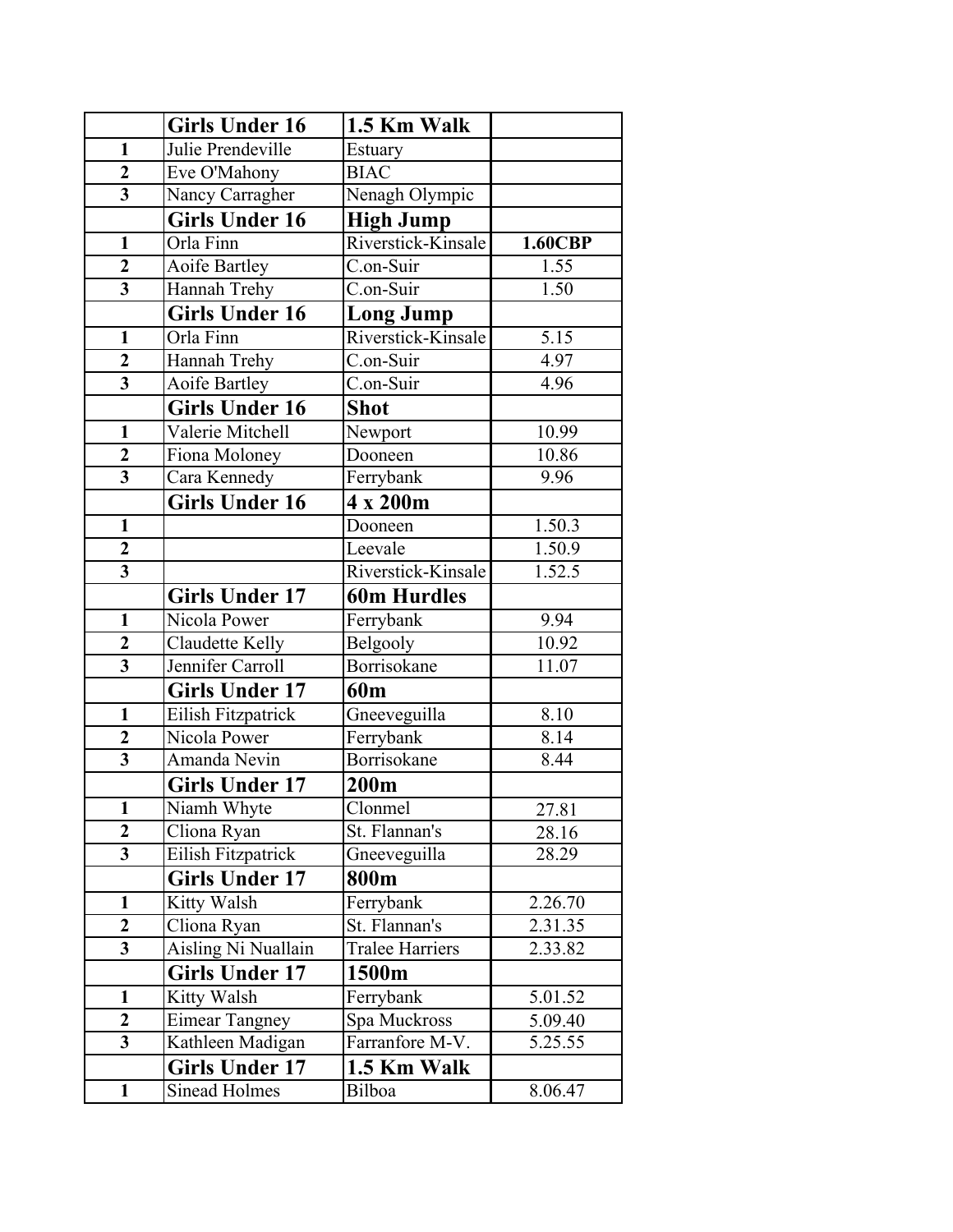| | Girls Under 16 | 1.5 Km Walk | |
|---|---|---|---|
| 1 | Julie Prendeville | Estuary | |
| 2 | Eve O'Mahony | BIAC | |
| 3 | Nancy Carragher | Nenagh Olympic | |
| | **Girls Under 16** | **High Jump** | |
| 1 | Orla Finn | Riverstick-Kinsale | **1.60CBP** |
| 2 | Aoife Bartley | C.on-Suir | 1.55 |
| 3 | Hannah Trehy | C.on-Suir | 1.50 |
| | **Girls Under 16** | **Long Jump** | |
| 1 | Orla Finn | Riverstick-Kinsale | 5.15 |
| 2 | Hannah Trehy | C.on-Suir | 4.97 |
| 3 | Aoife Bartley | C.on-Suir | 4.96 |
| | **Girls Under 16** | **Shot** | |
| 1 | Valerie Mitchell | Newport | 10.99 |
| 2 | Fiona Moloney | Dooneen | 10.86 |
| 3 | Cara Kennedy | Ferrybank | 9.96 |
| | **Girls Under 16** | **4 x 200m** | |
| 1 | | Dooneen | 1.50.3 |
| 2 | | Leevale | 1.50.9 |
| 3 | | Riverstick-Kinsale | 1.52.5 |
| | **Girls Under 17** | **60m Hurdles** | |
| 1 | Nicola Power | Ferrybank | 9.94 |
| 2 | Claudette Kelly | Belgooly | 10.92 |
| 3 | Jennifer Carroll | Borrisokane | 11.07 |
| | **Girls Under 17** | **60m** | |
| 1 | Eilish Fitzpatrick | Gneeveguilla | 8.10 |
| 2 | Nicola Power | Ferrybank | 8.14 |
| 3 | Amanda Nevin | Borrisokane | 8.44 |
| | **Girls Under 17** | **200m** | |
| 1 | Niamh Whyte | Clonmel | 27.81 |
| 2 | Cliona Ryan | St. Flannan's | 28.16 |
| 3 | Eilish Fitzpatrick | Gneeveguilla | 28.29 |
| | **Girls Under 17** | **800m** | |
| 1 | Kitty Walsh | Ferrybank | 2.26.70 |
| 2 | Cliona Ryan | St. Flannan's | 2.31.35 |
| 3 | Aisling Ni Nuallain | Tralee Harriers | 2.33.82 |
| | **Girls Under 17** | **1500m** | |
| 1 | Kitty Walsh | Ferrybank | 5.01.52 |
| 2 | Eimear Tangney | Spa Muckross | 5.09.40 |
| 3 | Kathleen Madigan | Farranfore M-V. | 5.25.55 |
| | **Girls Under 17** | **1.5 Km Walk** | |
| 1 | Sinead Holmes | Bilboa | 8.06.47 |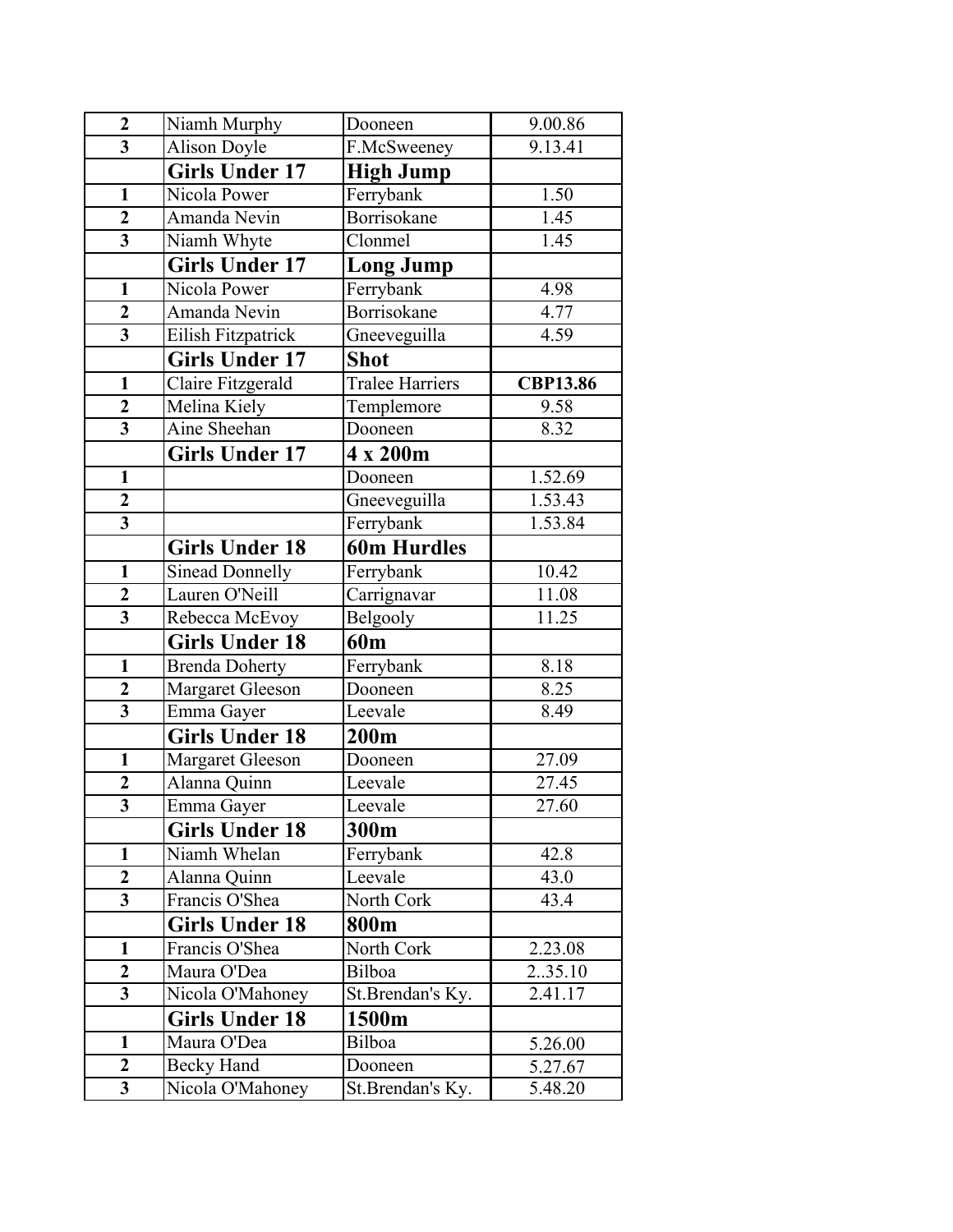| | | | |
|---|---|---|---|
| **2** | Niamh Murphy | Dooneen | 9.00.86 |
| **3** | Alison Doyle | F.McSweeney | 9.13.41 |
| | **Girls Under 17** | **High Jump** | |
| **1** | Nicola Power | Ferrybank | 1.50 |
| **2** | Amanda Nevin | Borrisokane | 1.45 |
| **3** | Niamh Whyte | Clonmel | 1.45 |
| | **Girls Under 17** | **Long Jump** | |
| **1** | Nicola Power | Ferrybank | 4.98 |
| **2** | Amanda Nevin | Borrisokane | 4.77 |
| **3** | Eilish Fitzpatrick | Gneeveguilla | 4.59 |
| | **Girls Under 17** | **Shot** | |
| **1** | Claire Fitzgerald | Tralee Harriers | **CBP13.86** |
| **2** | Melina Kiely | Templemore | 9.58 |
| **3** | Aine Sheehan | Dooneen | 8.32 |
| | **Girls Under 17** | **4 x 200m** | |
| **1** | | Dooneen | 1.52.69 |
| **2** | | Gneeveguilla | 1.53.43 |
| **3** | | Ferrybank | 1.53.84 |
| | **Girls Under 18** | **60m Hurdles** | |
| **1** | Sinead Donnelly | Ferrybank | 10.42 |
| **2** | Lauren O'Neill | Carrignavar | 11.08 |
| **3** | Rebecca McEvoy | Belgooly | 11.25 |
| | **Girls Under 18** | **60m** | |
| **1** | Brenda Doherty | Ferrybank | 8.18 |
| **2** | Margaret Gleeson | Dooneen | 8.25 |
| **3** | Emma Gayer | Leevale | 8.49 |
| | **Girls Under 18** | **200m** | |
| **1** | Margaret Gleeson | Dooneen | 27.09 |
| **2** | Alanna Quinn | Leevale | 27.45 |
| **3** | Emma Gayer | Leevale | 27.60 |
| | **Girls Under 18** | **300m** | |
| **1** | Niamh Whelan | Ferrybank | 42.8 |
| **2** | Alanna Quinn | Leevale | 43.0 |
| **3** | Francis O'Shea | North Cork | 43.4 |
| | **Girls Under 18** | **800m** | |
| **1** | Francis O'Shea | North Cork | 2.23.08 |
| **2** | Maura O'Dea | Bilboa | 2..35.10 |
| **3** | Nicola O'Mahoney | St.Brendan's Ky. | 2.41.17 |
| | **Girls Under 18** | **1500m** | |
| **1** | Maura O'Dea | Bilboa | 5.26.00 |
| **2** | Becky Hand | Dooneen | 5.27.67 |
| **3** | Nicola O'Mahoney | St.Brendan's Ky. | 5.48.20 |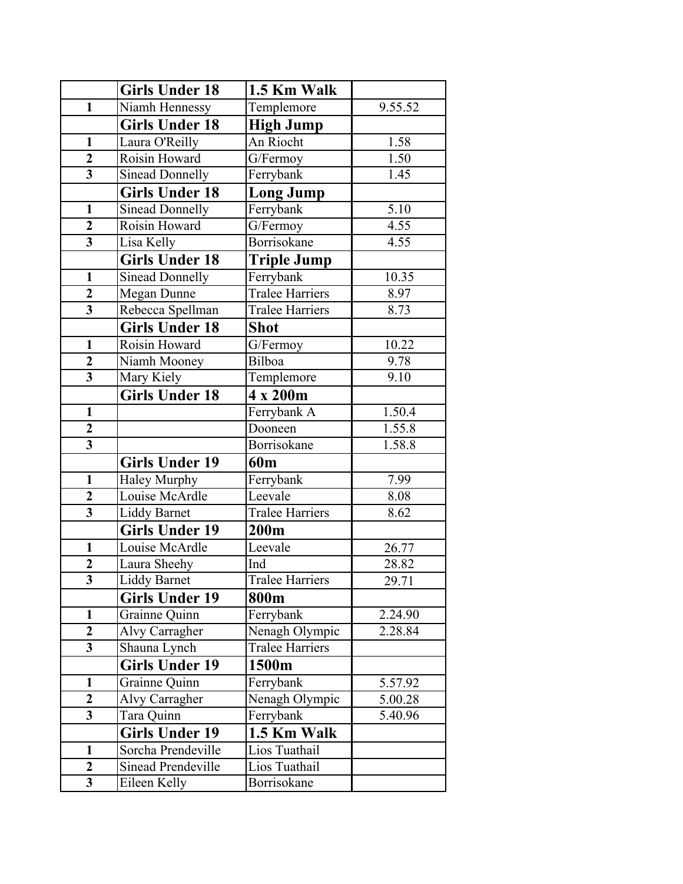|   | Girls Under 18 | 1.5 Km Walk |   |
|---|---|---|---|
| 1 | Niamh Hennessy | Templemore | 9.55.52 |
|   | **Girls Under 18** | **High Jump** |   |
| 1 | Laura O'Reilly | An Riocht | 1.58 |
| 2 | Roisin Howard | G/Fermoy | 1.50 |
| 3 | Sinead Donnelly | Ferrybank | 1.45 |
|   | **Girls Under 18** | **Long Jump** |   |
| 1 | Sinead Donnelly | Ferrybank | 5.10 |
| 2 | Roisin Howard | G/Fermoy | 4.55 |
| 3 | Lisa Kelly | Borrisokane | 4.55 |
|   | **Girls Under 18** | **Triple Jump** |   |
| 1 | Sinead Donnelly | Ferrybank | 10.35 |
| 2 | Megan Dunne | Tralee Harriers | 8.97 |
| 3 | Rebecca Spellman | Tralee Harriers | 8.73 |
|   | **Girls Under 18** | **Shot** |   |
| 1 | Roisin Howard | G/Fermoy | 10.22 |
| 2 | Niamh Mooney | Bilboa | 9.78 |
| 3 | Mary Kiely | Templemore | 9.10 |
|   | **Girls Under 18** | **4 x 200m** |   |
| 1 |   | Ferrybank A | 1.50.4 |
| 2 |   | Dooneen | 1.55.8 |
| 3 |   | Borrisokane | 1.58.8 |
|   | **Girls Under 19** | **60m** |   |
| 1 | Haley Murphy | Ferrybank | 7.99 |
| 2 | Louise McArdle | Leevale | 8.08 |
| 3 | Liddy Barnet | Tralee Harriers | 8.62 |
|   | **Girls Under 19** | **200m** |   |
| 1 | Louise McArdle | Leevale | 26.77 |
| 2 | Laura Sheehy | Ind | 28.82 |
| 3 | Liddy Barnet | Tralee Harriers | 29.71 |
|   | **Girls Under 19** | **800m** |   |
| 1 | Grainne Quinn | Ferrybank | 2.24.90 |
| 2 | Alvy Carragher | Nenagh Olympic | 2.28.84 |
| 3 | Shauna Lynch | Tralee Harriers |   |
|   | **Girls Under 19** | **1500m** |   |
| 1 | Grainne Quinn | Ferrybank | 5.57.92 |
| 2 | Alvy Carragher | Nenagh Olympic | 5.00.28 |
| 3 | Tara Quinn | Ferrybank | 5.40.96 |
|   | **Girls Under 19** | **1.5 Km Walk** |   |
| 1 | Sorcha Prendeville | Lios Tuathail |   |
| 2 | Sinead Prendeville | Lios Tuathail |   |
| 3 | Eileen Kelly | Borrisokane |   |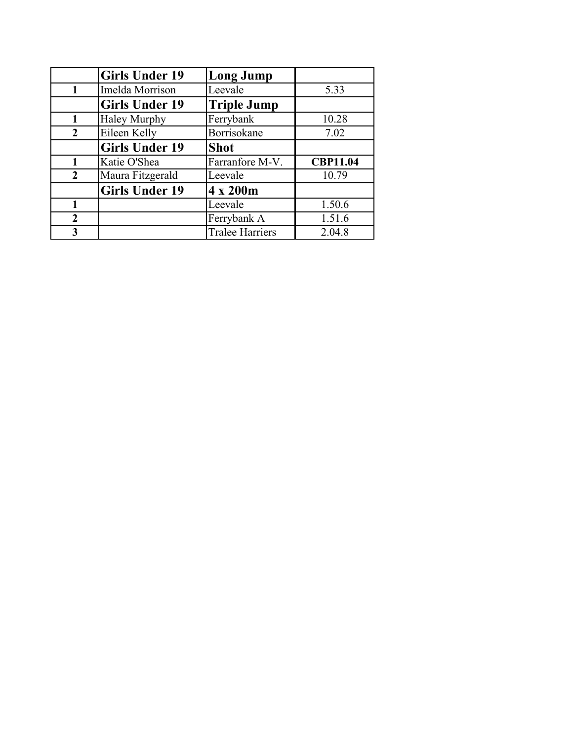| | | | |
|---|---|---|---|
| | **Girls Under 19** | **Long Jump** | |
| **1** | Imelda Morrison | Leevale | 5.33 |
| | **Girls Under 19** | **Triple Jump** | |
| **1** | Haley Murphy | Ferrybank | 10.28 |
| **2** | Eileen Kelly | Borrisokane | 7.02 |
| | **Girls Under 19** | **Shot** | |
| **1** | Katie O'Shea | Farranfore M-V. | **CBP11.04** |
| **2** | Maura Fitzgerald | Leevale | 10.79 |
| | **Girls Under 19** | **4 x 200m** | |
| **1** | | Leevale | 1.50.6 |
| **2** | | Ferrybank A | 1.51.6 |
| **3** | | Tralee Harriers | 2.04.8 |